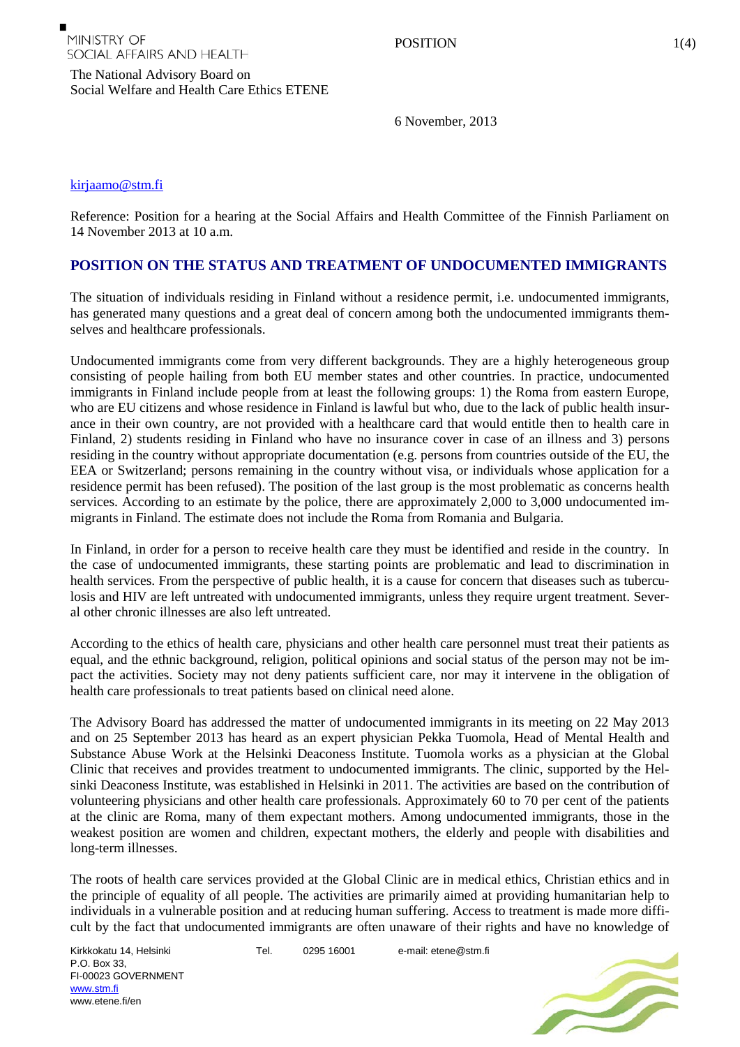MINISTRY OF SOCIAL AFFAIRS AND HEALTH

The National Advisory Board on Social Welfare and Health Care Ethics ETENE

POSITION

6 November, 2013

kirjaamo@stm.fi

Reference: Position for a hearing at the Social Affairs and Health Committee of the Finnish Parliament on 14 November 2013 at 10 a.m.

## POSITION ON THE STATUS AND TREATMENT OF UNDOCUMENTED IMMIGRANTS

The situation of individuals residing in Finland without a residence permit, i.e. undocumented immigrants, has generated many questions and a great deal of concern among both the undocumented immigrants themselves and healthcare professionals.

Undocumented immigrants come from very different backgrounds. They are a highly heterogeneous group consisting of people hailing from both EU member states and other countries. In practice, undocumented immigrants in Finland include people from at least the following groups: 1) the Roma from eastern Europe, who are EU citizens and whose residence in Finland is lawful but who, due to the lack of public health insurance in their own country, are not provided with a healthcare card that would entitle then to health care in Finland, 2) students residing in Finland who have no insurance cover in case of an illness and 3) persons residing in the country without appropriate documentation (e.g. persons from countries outside of the EU, the EEA or Switzerland; persons remaining in the country without visa, or individuals whose application for a residence permit has been refused). The position of the last group is the most problematic as concerns health services. According to an estimate by the police, there are approximately 2,000 to 3,000 undocumented immigrants in Finland. The estimate does not include the Roma from Romania and Bulgaria.

In Finland, in order for a person to receive health care they must be identified and reside in the country. In the case of undocumented immigrants, these starting points are problematic and lead to discrimination in health services. From the perspective of public health, it is a cause for concern that diseases such as tuberculosis and HIV are left untreated with undocumented immigrants, unless they require urgent treatment. Several other chronic illnesses are also left untreated.

According to the ethics of health care, physicians and other health care personnel must treat their patients as equal, and the ethnic background, religion, political opinions and social status of the person may not be impact the activities. Society may not deny patients sufficient care, nor may it intervene in the obligation of health care professionals to treat patients based on clinical need alone.

The Advisory Board has addressed the matter of undocumented immigrants in its meeting on 22 May 2013 and on 25 September 2013 has heard as an expert physician Pekka Tuomola, Head of Mental Health and Substance Abuse Work at the Helsinki Deaconess Institute. Tuomola works as a physician at the Global Clinic that receives and provides treatment to undocumented immigrants. The clinic, supported by the Helsinki Deaconess Institute, was established in Helsinki in 2011. The activities are based on the contribution of volunteering physicians and other health care professionals. Approximately 60 to 70 per cent of the patients at the clinic are Roma, many of them expectant mothers. Among undocumented immigrants, those in the weakest position are women and children, expectant mothers, the elderly and people with disabilities and long-term illnesses.

The roots of health care services provided at the Global Clinic are in medical ethics, Christian ethics and in the principle of equality of all people. The activities are primarily aimed at providing humanitarian help to individuals in a vulnerable position and at reducing human suffering. Access to treatment is made more difficult by the fact that undocumented immigrants are often unaware of their rights and have no knowledge of

Kirkkokatu 14, Helsinki  
P.O. Box 33,  
FI-00023 GOVERNMENT  
www.stm.fi  
www.etene.fi/en

Tel. 0295 16001  
e-mail: etene@stm.fi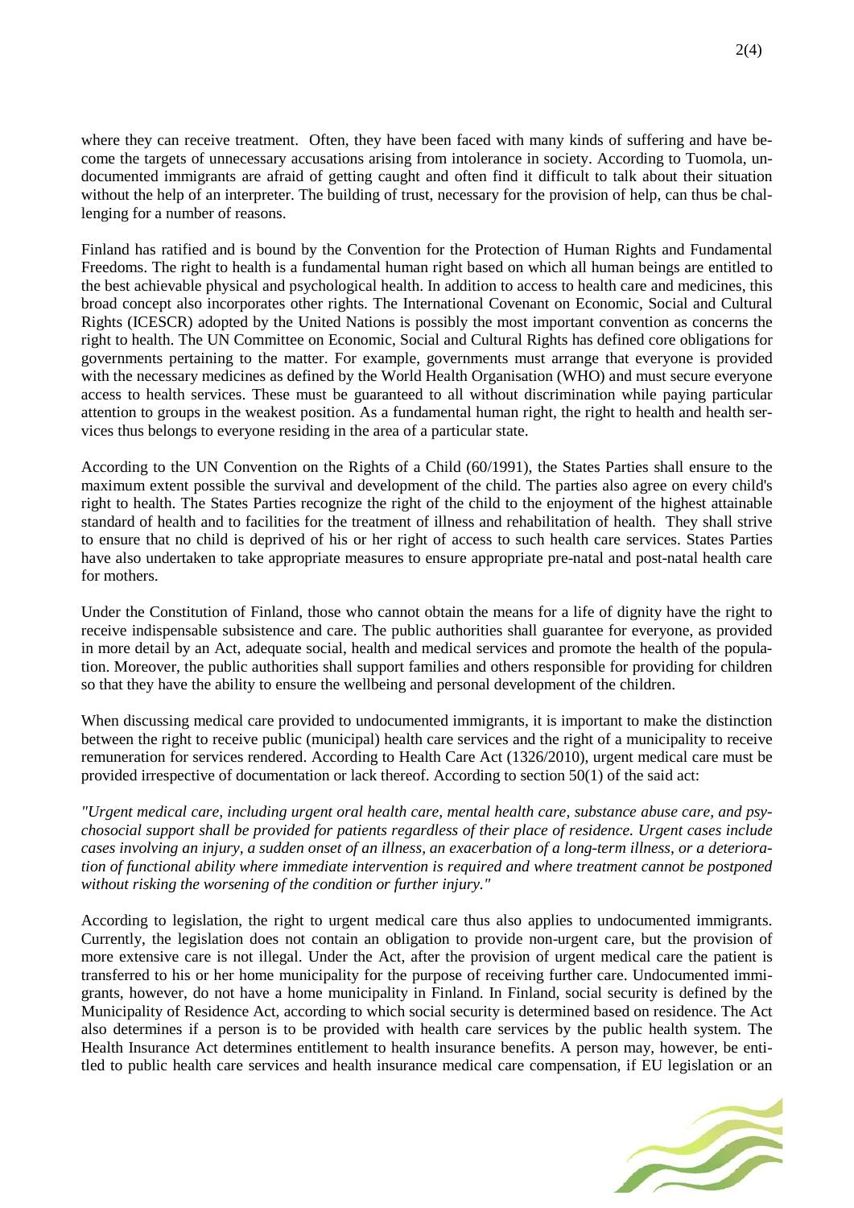where they can receive treatment. Often, they have been faced with many kinds of suffering and have become the targets of unnecessary accusations arising from intolerance in society. According to Tuomola, undocumented immigrants are afraid of getting caught and often find it difficult to talk about their situation without the help of an interpreter. The building of trust, necessary for the provision of help, can thus be challenging for a number of reasons.

Finland has ratified and is bound by the Convention for the Protection of Human Rights and Fundamental Freedoms. The right to health is a fundamental human right based on which all human beings are entitled to the best achievable physical and psychological health. In addition to access to health care and medicines, this broad concept also incorporates other rights. The International Covenant on Economic, Social and Cultural Rights (ICESCR) adopted by the United Nations is possibly the most important convention as concerns the right to health. The UN Committee on Economic, Social and Cultural Rights has defined core obligations for governments pertaining to the matter. For example, governments must arrange that everyone is provided with the necessary medicines as defined by the World Health Organisation (WHO) and must secure everyone access to health services. These must be guaranteed to all without discrimination while paying particular attention to groups in the weakest position. As a fundamental human right, the right to health and health services thus belongs to everyone residing in the area of a particular state.

According to the UN Convention on the Rights of a Child (60/1991), the States Parties shall ensure to the maximum extent possible the survival and development of the child. The parties also agree on every child's right to health. The States Parties recognize the right of the child to the enjoyment of the highest attainable standard of health and to facilities for the treatment of illness and rehabilitation of health. They shall strive to ensure that no child is deprived of his or her right of access to such health care services. States Parties have also undertaken to take appropriate measures to ensure appropriate pre-natal and post-natal health care for mothers.

Under the Constitution of Finland, those who cannot obtain the means for a life of dignity have the right to receive indispensable subsistence and care. The public authorities shall guarantee for everyone, as provided in more detail by an Act, adequate social, health and medical services and promote the health of the population. Moreover, the public authorities shall support families and others responsible for providing for children so that they have the ability to ensure the wellbeing and personal development of the children.

When discussing medical care provided to undocumented immigrants, it is important to make the distinction between the right to receive public (municipal) health care services and the right of a municipality to receive remuneration for services rendered. According to Health Care Act (1326/2010), urgent medical care must be provided irrespective of documentation or lack thereof. According to section 50(1) of the said act:

*"Urgent medical care, including urgent oral health care, mental health care, substance abuse care, and psychosocial support shall be provided for patients regardless of their place of residence. Urgent cases include cases involving an injury, a sudden onset of an illness, an exacerbation of a long-term illness, or a deterioration of functional ability where immediate intervention is required and where treatment cannot be postponed without risking the worsening of the condition or further injury."*

According to legislation, the right to urgent medical care thus also applies to undocumented immigrants. Currently, the legislation does not contain an obligation to provide non-urgent care, but the provision of more extensive care is not illegal. Under the Act, after the provision of urgent medical care the patient is transferred to his or her home municipality for the purpose of receiving further care. Undocumented immigrants, however, do not have a home municipality in Finland. In Finland, social security is defined by the Municipality of Residence Act, according to which social security is determined based on residence. The Act also determines if a person is to be provided with health care services by the public health system. The Health Insurance Act determines entitlement to health insurance benefits. A person may, however, be entitled to public health care services and health insurance medical care compensation, if EU legislation or an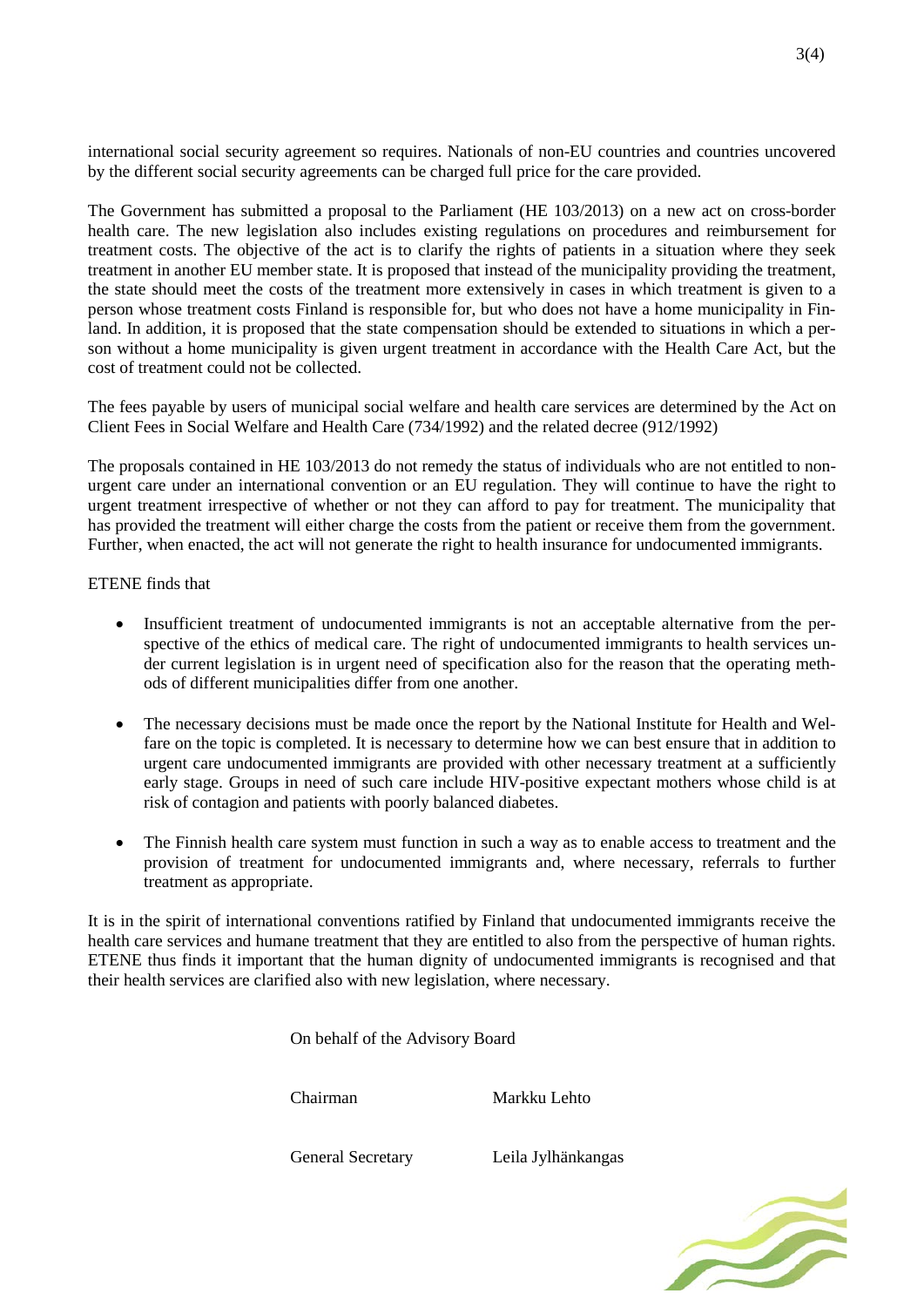international social security agreement so requires. Nationals of non-EU countries and countries uncovered by the different social security agreements can be charged full price for the care provided.

The Government has submitted a proposal to the Parliament (HE 103/2013) on a new act on cross-border health care. The new legislation also includes existing regulations on procedures and reimbursement for treatment costs. The objective of the act is to clarify the rights of patients in a situation where they seek treatment in another EU member state. It is proposed that instead of the municipality providing the treatment, the state should meet the costs of the treatment more extensively in cases in which treatment is given to a person whose treatment costs Finland is responsible for, but who does not have a home municipality in Finland. In addition, it is proposed that the state compensation should be extended to situations in which a person without a home municipality is given urgent treatment in accordance with the Health Care Act, but the cost of treatment could not be collected.

The fees payable by users of municipal social welfare and health care services are determined by the Act on Client Fees in Social Welfare and Health Care (734/1992) and the related decree (912/1992)

The proposals contained in HE 103/2013 do not remedy the status of individuals who are not entitled to non-urgent care under an international convention or an EU regulation. They will continue to have the right to urgent treatment irrespective of whether or not they can afford to pay for treatment. The municipality that has provided the treatment will either charge the costs from the patient or receive them from the government. Further, when enacted, the act will not generate the right to health insurance for undocumented immigrants.

ETENE finds that

- Insufficient treatment of undocumented immigrants is not an acceptable alternative from the perspective of the ethics of medical care. The right of undocumented immigrants to health services under current legislation is in urgent need of specification also for the reason that the operating methods of different municipalities differ from one another.
- The necessary decisions must be made once the report by the National Institute for Health and Welfare on the topic is completed. It is necessary to determine how we can best ensure that in addition to urgent care undocumented immigrants are provided with other necessary treatment at a sufficiently early stage. Groups in need of such care include HIV-positive expectant mothers whose child is at risk of contagion and patients with poorly balanced diabetes.
- The Finnish health care system must function in such a way as to enable access to treatment and the provision of treatment for undocumented immigrants and, where necessary, referrals to further treatment as appropriate.

It is in the spirit of international conventions ratified by Finland that undocumented immigrants receive the health care services and humane treatment that they are entitled to also from the perspective of human rights. ETENE thus finds it important that the human dignity of undocumented immigrants is recognised and that their health services are clarified also with new legislation, where necessary.

On behalf of the Advisory Board

Chairman Markku Lehto

General Secretary Leila Jylhänkangas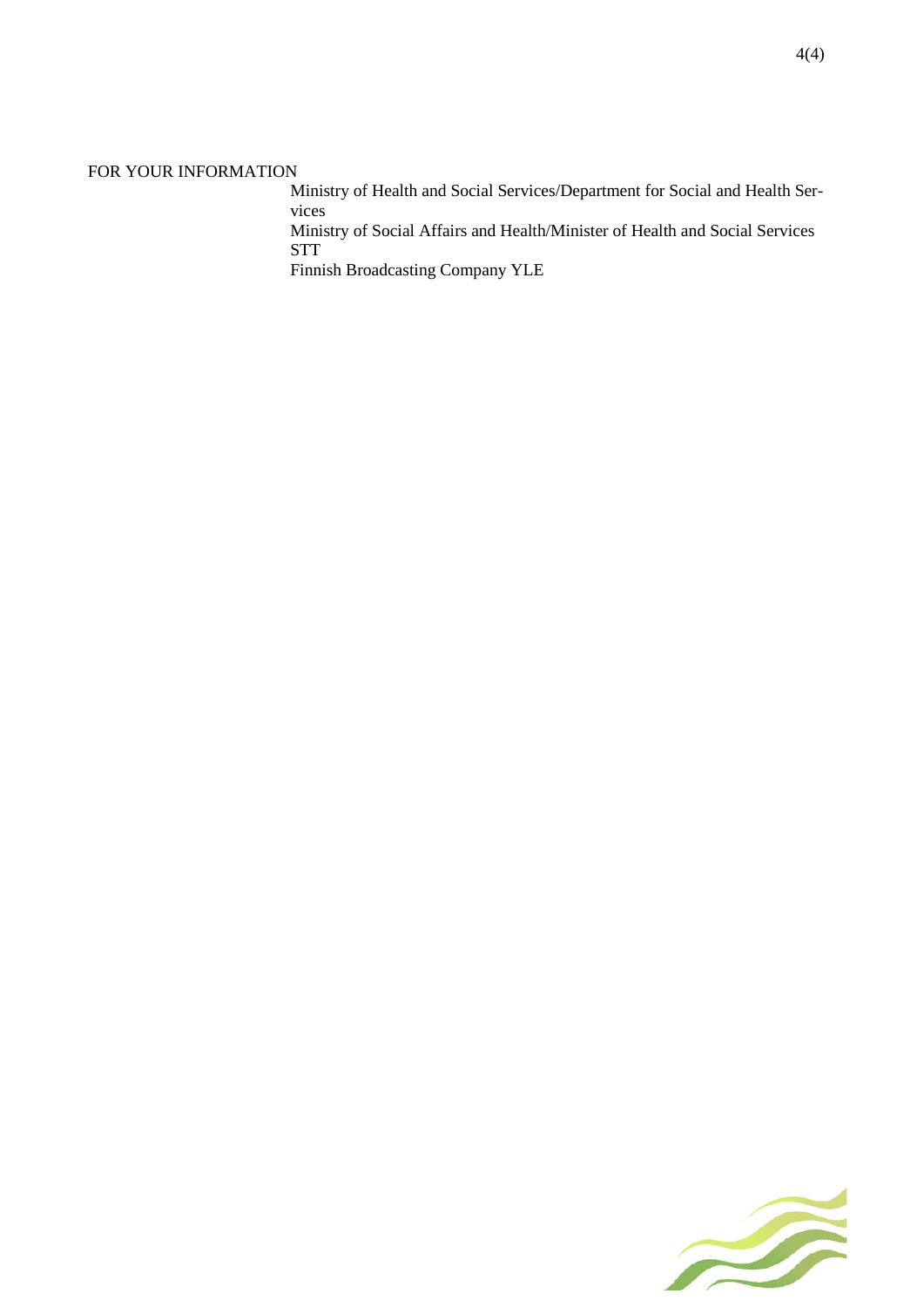FOR YOUR INFORMATION

Ministry of Health and Social Services/Department for Social and Health Services
Ministry of Social Affairs and Health/Minister of Health and Social Services
STT
Finnish Broadcasting Company YLE